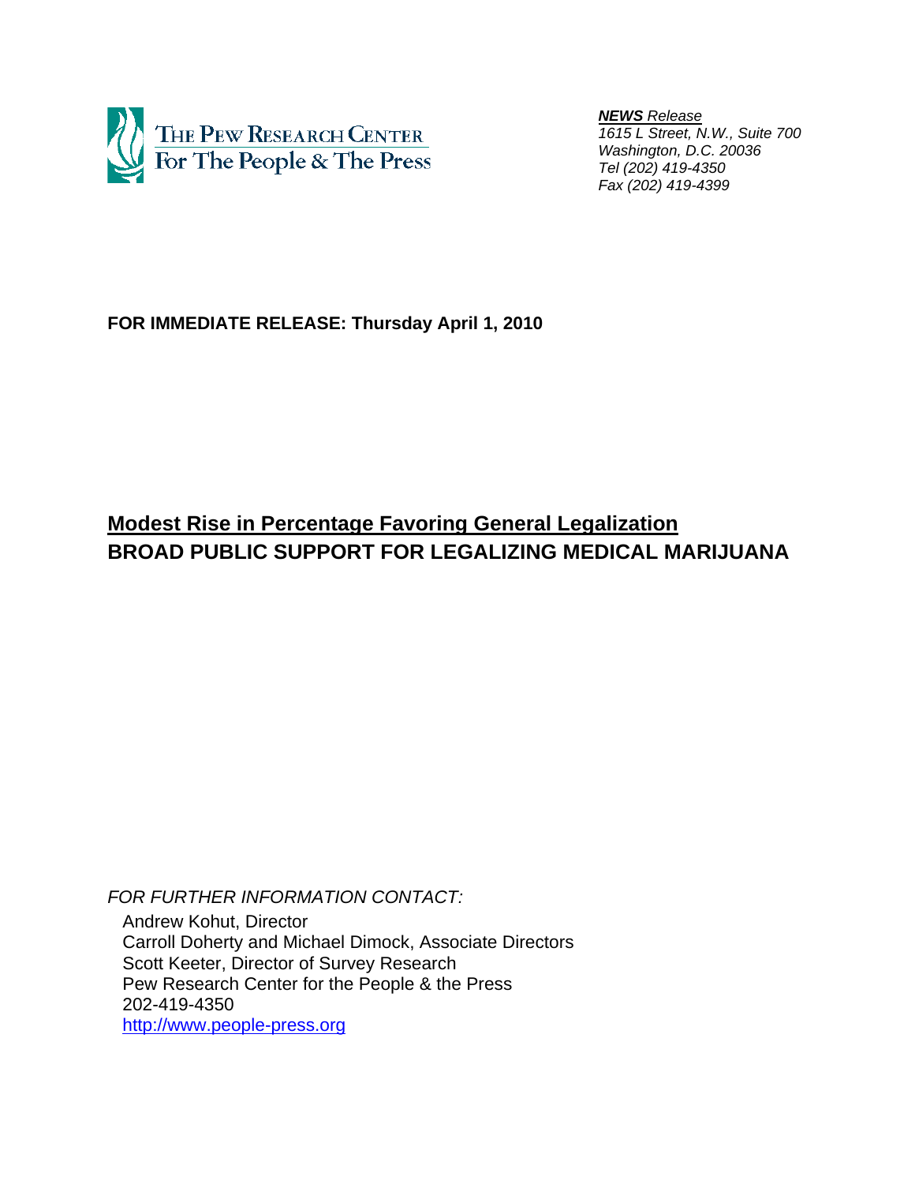THE PEW RESEARCH CENTER
For The People & The Press

***NEWS* Release**
*1615 L Street, N.W., Suite 700*
*Washington, D.C. 20036*
*Tel (202) 419-4350*
*Fax (202) 419-4399*

**FOR IMMEDIATE RELEASE: Thursday April 1, 2010**

## Modest Rise in Percentage Favoring General Legalization
# BROAD PUBLIC SUPPORT FOR LEGALIZING MEDICAL MARIJUANA

*FOR FURTHER INFORMATION CONTACT:*

Andrew Kohut, Director
Carroll Doherty and Michael Dimock, Associate Directors
Scott Keeter, Director of Survey Research
Pew Research Center for the People & the Press
202-419-4350
http://www.people-press.org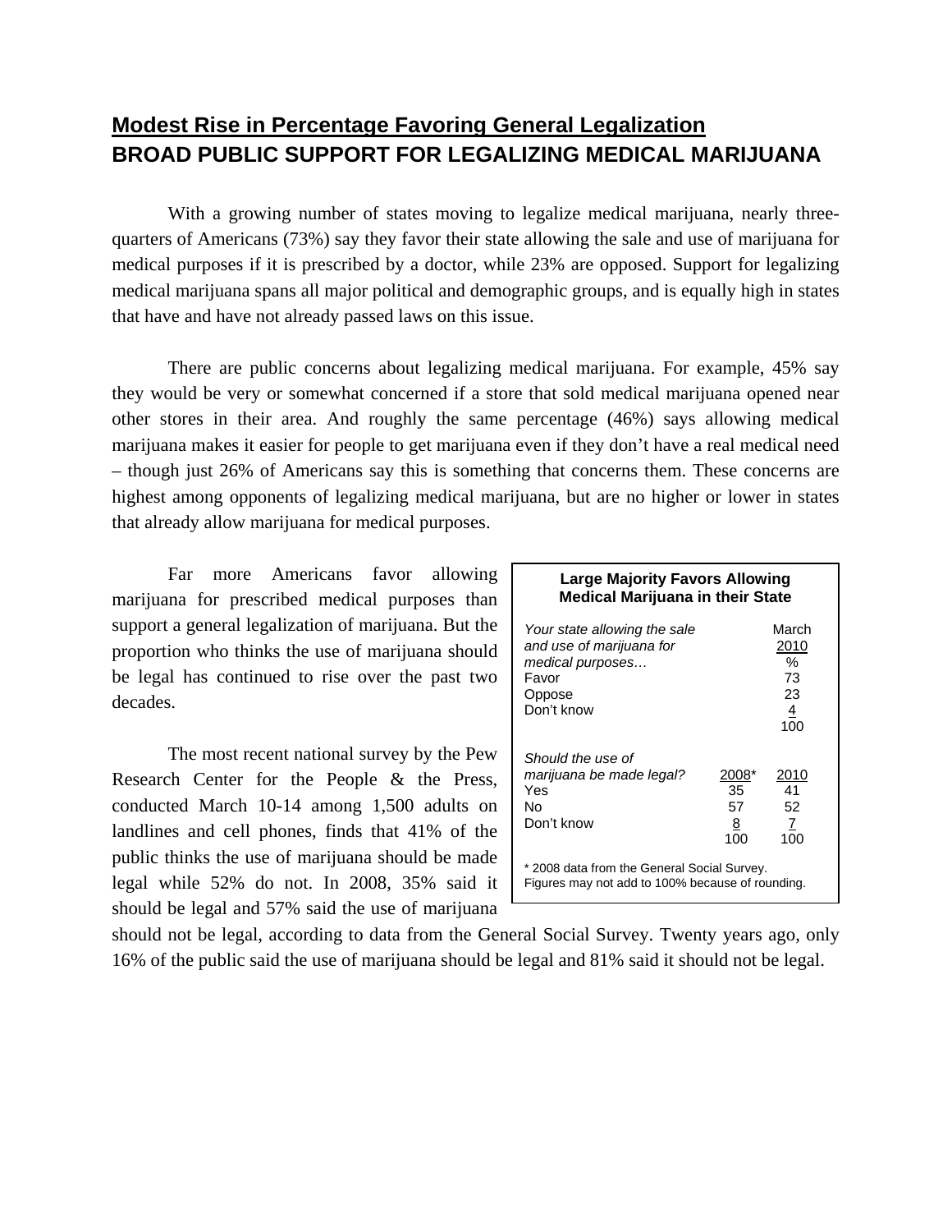## Modest Rise in Percentage Favoring General Legalization
## BROAD PUBLIC SUPPORT FOR LEGALIZING MEDICAL MARIJUANA

With a growing number of states moving to legalize medical marijuana, nearly three-quarters of Americans (73%) say they favor their state allowing the sale and use of marijuana for medical purposes if it is prescribed by a doctor, while 23% are opposed. Support for legalizing medical marijuana spans all major political and demographic groups, and is equally high in states that have and have not already passed laws on this issue.

There are public concerns about legalizing medical marijuana. For example, 45% say they would be very or somewhat concerned if a store that sold medical marijuana opened near other stores in their area. And roughly the same percentage (46%) says allowing medical marijuana makes it easier for people to get marijuana even if they don't have a real medical need – though just 26% of Americans say this is something that concerns them. These concerns are highest among opponents of legalizing medical marijuana, but are no higher or lower in states that already allow marijuana for medical purposes.

Far more Americans favor allowing marijuana for prescribed medical purposes than support a general legalization of marijuana. But the proportion who thinks the use of marijuana should be legal has continued to rise over the past two decades.

The most recent national survey by the Pew Research Center for the People & the Press, conducted March 10-14 among 1,500 adults on landlines and cell phones, finds that 41% of the public thinks the use of marijuana should be made legal while 52% do not. In 2008, 35% said it should be legal and 57% said the use of marijuana should not be legal, according to data from the General Social Survey. Twenty years ago, only 16% of the public said the use of marijuana should be legal and 81% said it should not be legal.

**Large Majority Favors Allowing Medical Marijuana in their State**

| *Your state allowing the sale and use of marijuana for medical purposes…* | | March 2010 |
|---|---|---|
| | | % |
| Favor | | 73 |
| Oppose | | 23 |
| Don't know | | 4 |
| | | 100 |
| *Should the use of marijuana be made legal?* | 2008* | 2010 |
| Yes | 35 | 41 |
| No | 57 | 52 |
| Don't know | 8 | 7 |
| | 100 | 100 |

\* 2008 data from the General Social Survey.
Figures may not add to 100% because of rounding.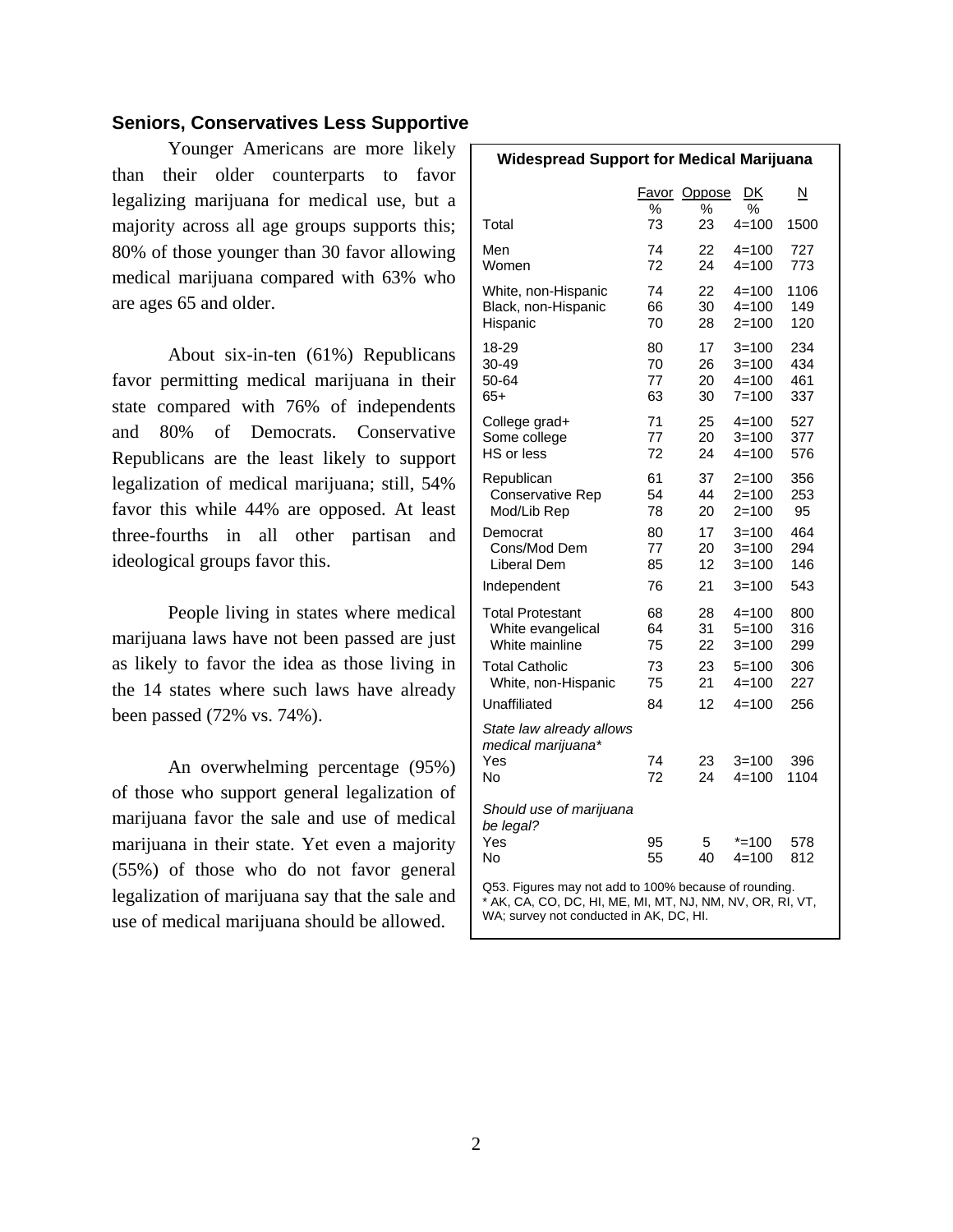## Seniors, Conservatives Less Supportive

Younger Americans are more likely than their older counterparts to favor legalizing marijuana for medical use, but a majority across all age groups supports this; 80% of those younger than 30 favor allowing medical marijuana compared with 63% who are ages 65 and older.

About six-in-ten (61%) Republicans favor permitting medical marijuana in their state compared with 76% of independents and 80% of Democrats. Conservative Republicans are the least likely to support legalization of medical marijuana; still, 54% favor this while 44% are opposed. At least three-fourths in all other partisan and ideological groups favor this.

People living in states where medical marijuana laws have not been passed are just as likely to favor the idea as those living in the 14 states where such laws have already been passed (72% vs. 74%).

An overwhelming percentage (95%) of those who support general legalization of marijuana favor the sale and use of medical marijuana in their state. Yet even a majority (55%) of those who do not favor general legalization of marijuana say that the sale and use of medical marijuana should be allowed.

**Widespread Support for Medical Marijuana**

| | Favor % | Oppose % | DK % | N |
|---|---|---|---|---|
| Total | 73 | 23 | 4=100 | 1500 |
| Men | 74 | 22 | 4=100 | 727 |
| Women | 72 | 24 | 4=100 | 773 |
| White, non-Hispanic | 74 | 22 | 4=100 | 1106 |
| Black, non-Hispanic | 66 | 30 | 4=100 | 149 |
| Hispanic | 70 | 28 | 2=100 | 120 |
| 18-29 | 80 | 17 | 3=100 | 234 |
| 30-49 | 70 | 26 | 3=100 | 434 |
| 50-64 | 77 | 20 | 4=100 | 461 |
| 65+ | 63 | 30 | 7=100 | 337 |
| College grad+ | 71 | 25 | 4=100 | 527 |
| Some college | 77 | 20 | 3=100 | 377 |
| HS or less | 72 | 24 | 4=100 | 576 |
| Republican | 61 | 37 | 2=100 | 356 |
| Conservative Rep | 54 | 44 | 2=100 | 253 |
| Mod/Lib Rep | 78 | 20 | 2=100 | 95 |
| Democrat | 80 | 17 | 3=100 | 464 |
| Cons/Mod Dem | 77 | 20 | 3=100 | 294 |
| Liberal Dem | 85 | 12 | 3=100 | 146 |
| Independent | 76 | 21 | 3=100 | 543 |
| Total Protestant | 68 | 28 | 4=100 | 800 |
| White evangelical | 64 | 31 | 5=100 | 316 |
| White mainline | 75 | 22 | 3=100 | 299 |
| Total Catholic | 73 | 23 | 5=100 | 306 |
| White, non-Hispanic | 75 | 21 | 4=100 | 227 |
| Unaffiliated | 84 | 12 | 4=100 | 256 |
| *State law already allows medical marijuana** | | | | |
| Yes | 74 | 23 | 3=100 | 396 |
| No | 72 | 24 | 4=100 | 1104 |
| *Should use of marijuana be legal?* | | | | |
| Yes | 95 | 5 | *=100 | 578 |
| No | 55 | 40 | 4=100 | 812 |

Q53. Figures may not add to 100% because of rounding.
* AK, CA, CO, DC, HI, ME, MI, MT, NJ, NM, NV, OR, RI, VT, WA; survey not conducted in AK, DC, HI.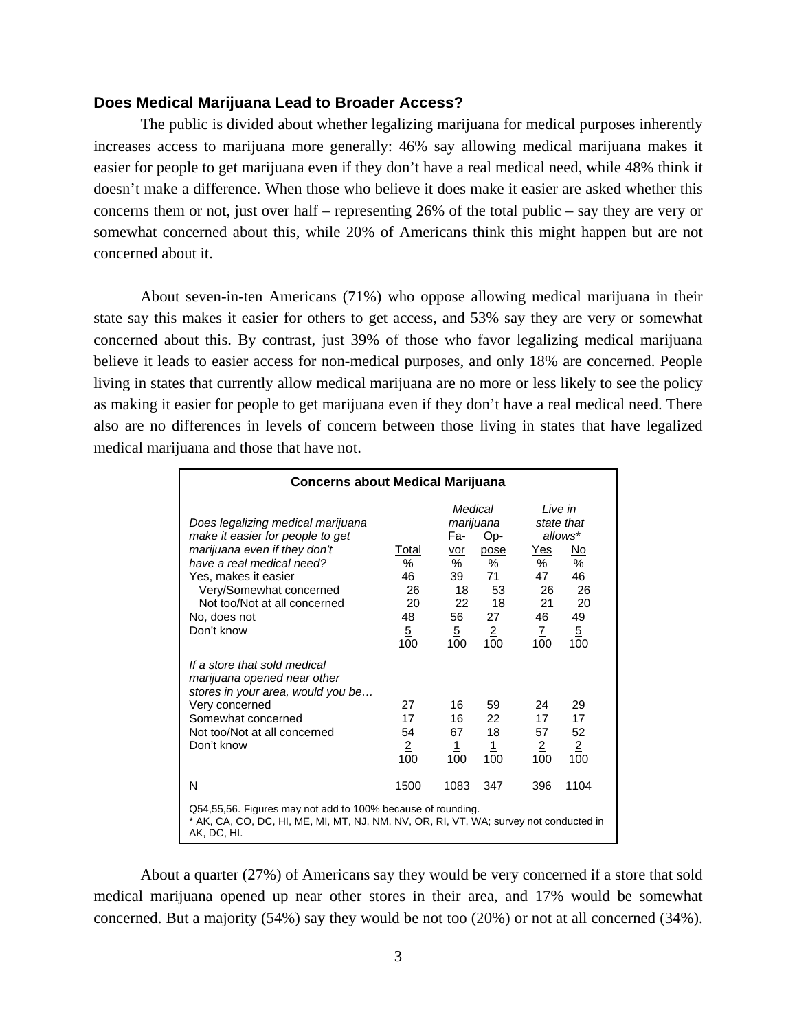### Does Medical Marijuana Lead to Broader Access?

The public is divided about whether legalizing marijuana for medical purposes inherently increases access to marijuana more generally: 46% say allowing medical marijuana makes it easier for people to get marijuana even if they don't have a real medical need, while 48% think it doesn't make a difference. When those who believe it does make it easier are asked whether this concerns them or not, just over half – representing 26% of the total public – say they are very or somewhat concerned about this, while 20% of Americans think this might happen but are not concerned about it.

About seven-in-ten Americans (71%) who oppose allowing medical marijuana in their state say this makes it easier for others to get access, and 53% say they are very or somewhat concerned about this. By contrast, just 39% of those who favor legalizing medical marijuana believe it leads to easier access for non-medical purposes, and only 18% are concerned. People living in states that currently allow medical marijuana are no more or less likely to see the policy as making it easier for people to get marijuana even if they don't have a real medical need. There also are no differences in levels of concern between those living in states that have legalized medical marijuana and those that have not.

**Concerns about Medical Marijuana**

| | | *Medical marijuana* | | *Live in state that allows** | |
|---|---|---|---|---|---|
| *Does legalizing medical marijuana make it easier for people to get marijuana even if they don't have a real medical need?* | Total | Favor | Oppose | Yes | No |
| | % | % | % | % | % |
| Yes, makes it easier | 46 | 39 | 71 | 47 | 46 |
| Very/Somewhat concerned | 26 | 18 | 53 | 26 | 26 |
| Not too/Not at all concerned | 20 | 22 | 18 | 21 | 20 |
| No, does not | 48 | 56 | 27 | 46 | 49 |
| Don't know | 5 | 5 | 2 | 7 | 5 |
| | 100 | 100 | 100 | 100 | 100 |
| *If a store that sold medical marijuana opened near other stores in your area, would you be…* | | | | | |
| Very concerned | 27 | 16 | 59 | 24 | 29 |
| Somewhat concerned | 17 | 16 | 22 | 17 | 17 |
| Not too/Not at all concerned | 54 | 67 | 18 | 57 | 52 |
| Don't know | 2 | 1 | 1 | 2 | 2 |
| | 100 | 100 | 100 | 100 | 100 |
| N | 1500 | 1083 | 347 | 396 | 1104 |

Q54,55,56. Figures may not add to 100% because of rounding.
* AK, CA, CO, DC, HI, ME, MI, MT, NJ, NM, NV, OR, RI, VT, WA; survey not conducted in AK, DC, HI.

About a quarter (27%) of Americans say they would be very concerned if a store that sold medical marijuana opened up near other stores in their area, and 17% would be somewhat concerned. But a majority (54%) say they would be not too (20%) or not at all concerned (34%).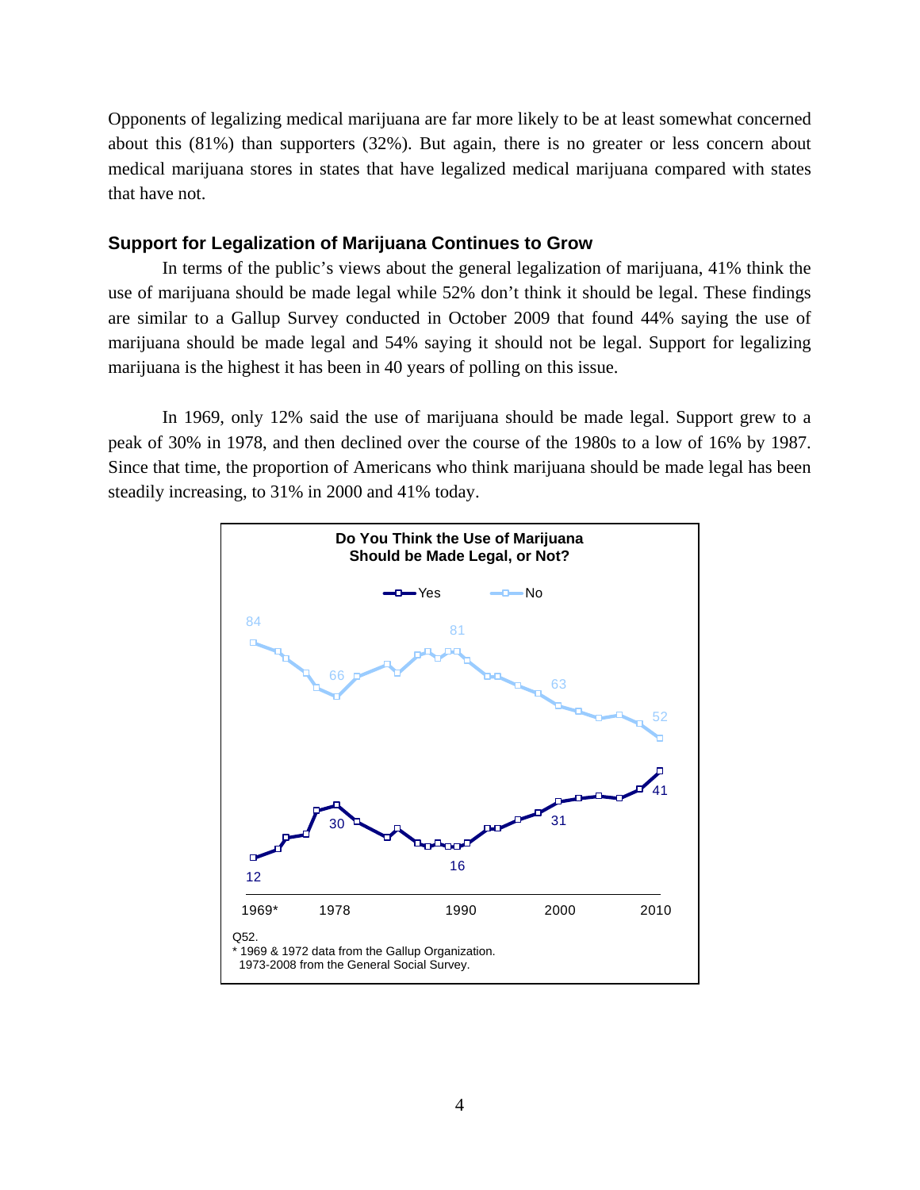Opponents of legalizing medical marijuana are far more likely to be at least somewhat concerned about this (81%) than supporters (32%). But again, there is no greater or less concern about medical marijuana stores in states that have legalized medical marijuana compared with states that have not.

### Support for Legalization of Marijuana Continues to Grow

In terms of the public's views about the general legalization of marijuana, 41% think the use of marijuana should be made legal while 52% don't think it should be legal. These findings are similar to a Gallup Survey conducted in October 2009 that found 44% saying the use of marijuana should be made legal and 54% saying it should not be legal. Support for legalizing marijuana is the highest it has been in 40 years of polling on this issue.

In 1969, only 12% said the use of marijuana should be made legal. Support grew to a peak of 30% in 1978, and then declined over the course of the 1980s to a low of 16% by 1987. Since that time, the proportion of Americans who think marijuana should be made legal has been steadily increasing, to 31% in 2000 and 41% today.

**Do You Think the Use of Marijuana Should be Made Legal, or Not?**

| | 1969* | 1978 | 1990 | 2000 | 2010 |
|---|---|---|---|---|---|
| Yes | 12 | 30 | 16 | 31 | 41 |
| No | 84 | 66 | 81 | 63 | 52 |

Q52.
* 1969 & 1972 data from the Gallup Organization.
1973-2008 from the General Social Survey.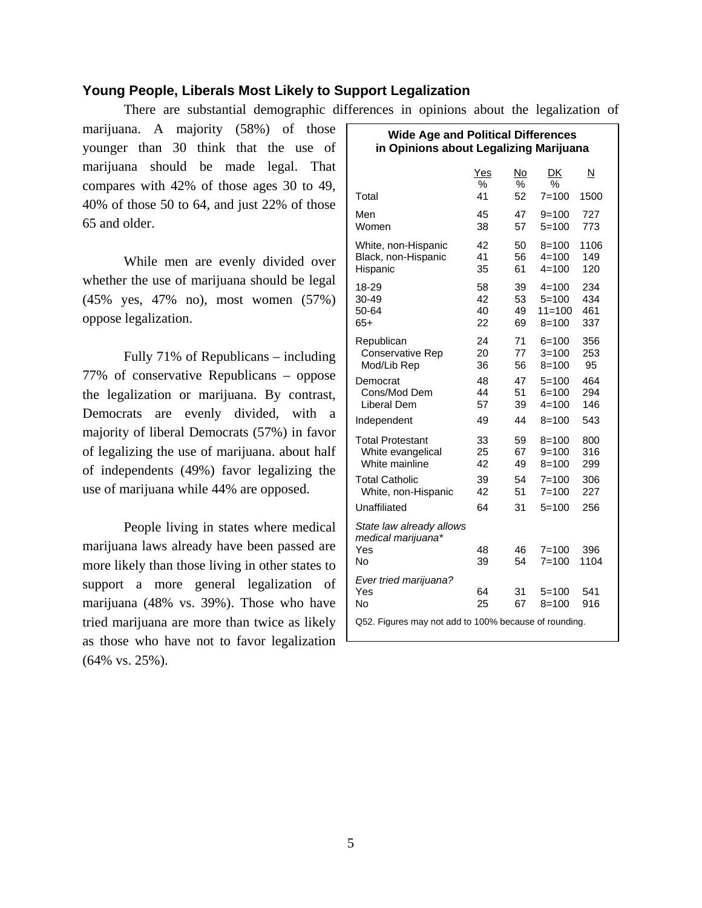### Young People, Liberals Most Likely to Support Legalization

There are substantial demographic differences in opinions about the legalization of marijuana. A majority (58%) of those younger than 30 think that the use of marijuana should be made legal. That compares with 42% of those ages 30 to 49, 40% of those 50 to 64, and just 22% of those 65 and older.

While men are evenly divided over whether the use of marijuana should be legal (45% yes, 47% no), most women (57%) oppose legalization.

Fully 71% of Republicans – including 77% of conservative Republicans – oppose the legalization or marijuana. By contrast, Democrats are evenly divided, with a majority of liberal Democrats (57%) in favor of legalizing the use of marijuana. about half of independents (49%) favor legalizing the use of marijuana while 44% are opposed.

People living in states where medical marijuana laws already have been passed are more likely than those living in other states to support a more general legalization of marijuana (48% vs. 39%). Those who have tried marijuana are more than twice as likely as those who have not to favor legalization (64% vs. 25%).

**Wide Age and Political Differences in Opinions about Legalizing Marijuana**

| | Yes % | No % | DK % | N |
|---|---|---|---|---|
| Total | 41 | 52 | 7=100 | 1500 |
| Men | 45 | 47 | 9=100 | 727 |
| Women | 38 | 57 | 5=100 | 773 |
| White, non-Hispanic | 42 | 50 | 8=100 | 1106 |
| Black, non-Hispanic | 41 | 56 | 4=100 | 149 |
| Hispanic | 35 | 61 | 4=100 | 120 |
| 18-29 | 58 | 39 | 4=100 | 234 |
| 30-49 | 42 | 53 | 5=100 | 434 |
| 50-64 | 40 | 49 | 11=100 | 461 |
| 65+ | 22 | 69 | 8=100 | 337 |
| Republican | 24 | 71 | 6=100 | 356 |
| Conservative Rep | 20 | 77 | 3=100 | 253 |
| Mod/Lib Rep | 36 | 56 | 8=100 | 95 |
| Democrat | 48 | 47 | 5=100 | 464 |
| Cons/Mod Dem | 44 | 51 | 6=100 | 294 |
| Liberal Dem | 57 | 39 | 4=100 | 146 |
| Independent | 49 | 44 | 8=100 | 543 |
| Total Protestant | 33 | 59 | 8=100 | 800 |
| White evangelical | 25 | 67 | 9=100 | 316 |
| White mainline | 42 | 49 | 8=100 | 299 |
| Total Catholic | 39 | 54 | 7=100 | 306 |
| White, non-Hispanic | 42 | 51 | 7=100 | 227 |
| Unaffiliated | 64 | 31 | 5=100 | 256 |
| *State law already allows medical marijuana** | | | | |
| Yes | 48 | 46 | 7=100 | 396 |
| No | 39 | 54 | 7=100 | 1104 |
| *Ever tried marijuana?* | | | | |
| Yes | 64 | 31 | 5=100 | 541 |
| No | 25 | 67 | 8=100 | 916 |

Q52. Figures may not add to 100% because of rounding.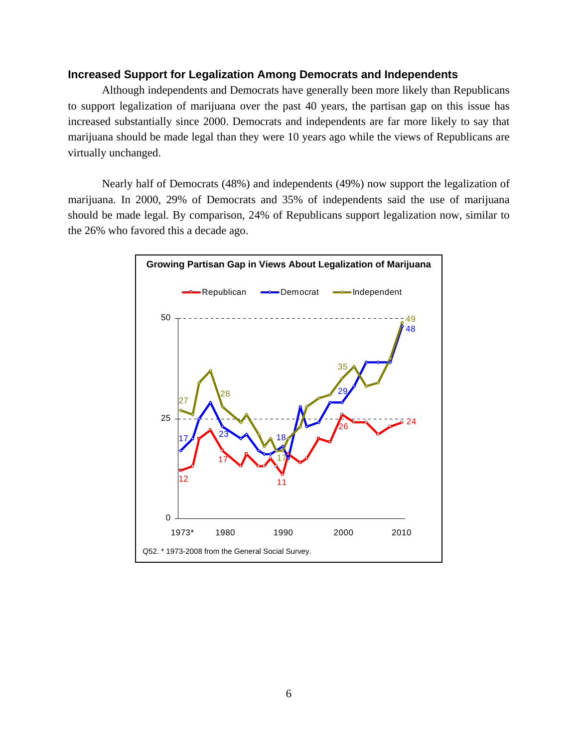### Increased Support for Legalization Among Democrats and Independents

Although independents and Democrats have generally been more likely than Republicans to support legalization of marijuana over the past 40 years, the partisan gap on this issue has increased substantially since 2000. Democrats and independents are far more likely to say that marijuana should be made legal than they were 10 years ago while the views of Republicans are virtually unchanged.

Nearly half of Democrats (48%) and independents (49%) now support the legalization of marijuana. In 2000, 29% of Democrats and 35% of independents said the use of marijuana should be made legal. By comparison, 24% of Republicans support legalization now, similar to the 26% who favored this a decade ago.

**Growing Partisan Gap in Views About Legalization of Marijuana**

Q52. * 1973-2008 from the General Social Survey.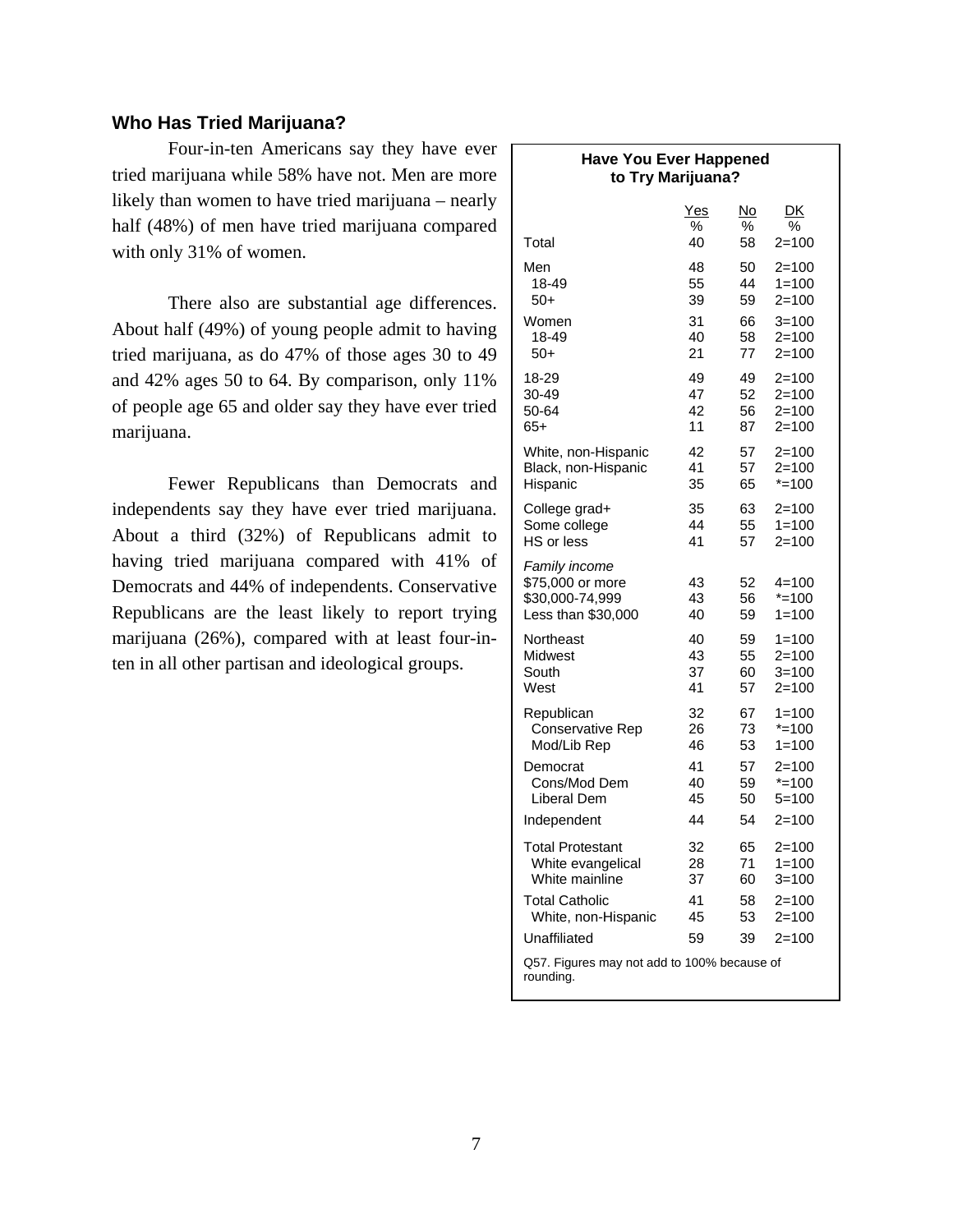### Who Has Tried Marijuana?

Four-in-ten Americans say they have ever tried marijuana while 58% have not. Men are more likely than women to have tried marijuana – nearly half (48%) of men have tried marijuana compared with only 31% of women.

There also are substantial age differences. About half (49%) of young people admit to having tried marijuana, as do 47% of those ages 30 to 49 and 42% ages 50 to 64. By comparison, only 11% of people age 65 and older say they have ever tried marijuana.

Fewer Republicans than Democrats and independents say they have ever tried marijuana. About a third (32%) of Republicans admit to having tried marijuana compared with 41% of Democrats and 44% of independents. Conservative Republicans are the least likely to report trying marijuana (26%), compared with at least four-in-ten in all other partisan and ideological groups.

**Have You Ever Happened to Try Marijuana?**

| | Yes | No | DK |
|---|---|---|---|
| | % | % | % |
| Total | 40 | 58 | 2=100 |
| Men | 48 | 50 | 2=100 |
| 18-49 | 55 | 44 | 1=100 |
| 50+ | 39 | 59 | 2=100 |
| Women | 31 | 66 | 3=100 |
| 18-49 | 40 | 58 | 2=100 |
| 50+ | 21 | 77 | 2=100 |
| 18-29 | 49 | 49 | 2=100 |
| 30-49 | 47 | 52 | 2=100 |
| 50-64 | 42 | 56 | 2=100 |
| 65+ | 11 | 87 | 2=100 |
| White, non-Hispanic | 42 | 57 | 2=100 |
| Black, non-Hispanic | 41 | 57 | 2=100 |
| Hispanic | 35 | 65 | *=100 |
| College grad+ | 35 | 63 | 2=100 |
| Some college | 44 | 55 | 1=100 |
| HS or less | 41 | 57 | 2=100 |
| *Family income* | | | |
| $75,000 or more | 43 | 52 | 4=100 |
| $30,000-74,999 | 43 | 56 | *=100 |
| Less than $30,000 | 40 | 59 | 1=100 |
| Northeast | 40 | 59 | 1=100 |
| Midwest | 43 | 55 | 2=100 |
| South | 37 | 60 | 3=100 |
| West | 41 | 57 | 2=100 |
| Republican | 32 | 67 | 1=100 |
| Conservative Rep | 26 | 73 | *=100 |
| Mod/Lib Rep | 46 | 53 | 1=100 |
| Democrat | 41 | 57 | 2=100 |
| Cons/Mod Dem | 40 | 59 | *=100 |
| Liberal Dem | 45 | 50 | 5=100 |
| Independent | 44 | 54 | 2=100 |
| Total Protestant | 32 | 65 | 2=100 |
| White evangelical | 28 | 71 | 1=100 |
| White mainline | 37 | 60 | 3=100 |
| Total Catholic | 41 | 58 | 2=100 |
| White, non-Hispanic | 45 | 53 | 2=100 |
| Unaffiliated | 59 | 39 | 2=100 |

Q57. Figures may not add to 100% because of rounding.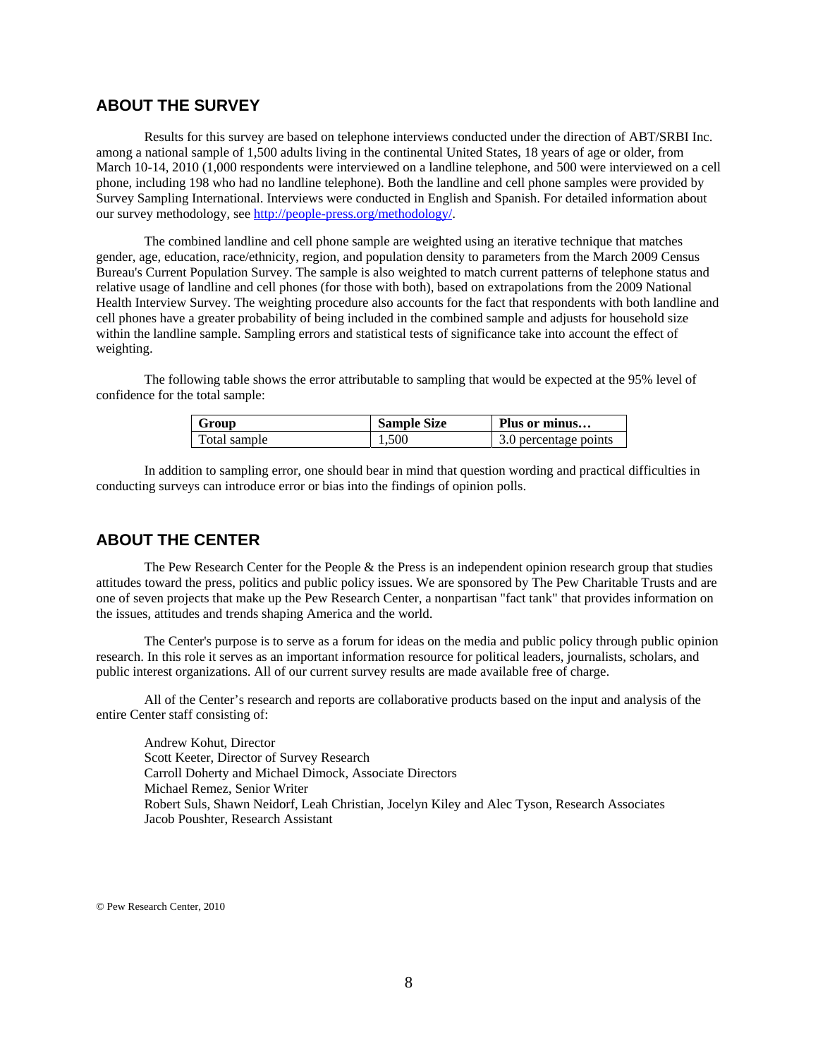## ABOUT THE SURVEY

Results for this survey are based on telephone interviews conducted under the direction of ABT/SRBI Inc. among a national sample of 1,500 adults living in the continental United States, 18 years of age or older, from March 10-14, 2010 (1,000 respondents were interviewed on a landline telephone, and 500 were interviewed on a cell phone, including 198 who had no landline telephone). Both the landline and cell phone samples were provided by Survey Sampling International. Interviews were conducted in English and Spanish. For detailed information about our survey methodology, see http://people-press.org/methodology/.

The combined landline and cell phone sample are weighted using an iterative technique that matches gender, age, education, race/ethnicity, region, and population density to parameters from the March 2009 Census Bureau's Current Population Survey. The sample is also weighted to match current patterns of telephone status and relative usage of landline and cell phones (for those with both), based on extrapolations from the 2009 National Health Interview Survey. The weighting procedure also accounts for the fact that respondents with both landline and cell phones have a greater probability of being included in the combined sample and adjusts for household size within the landline sample. Sampling errors and statistical tests of significance take into account the effect of weighting.

The following table shows the error attributable to sampling that would be expected at the 95% level of confidence for the total sample:

| Group | Sample Size | Plus or minus… |
|---|---|---|
| Total sample | 1,500 | 3.0 percentage points |

In addition to sampling error, one should bear in mind that question wording and practical difficulties in conducting surveys can introduce error or bias into the findings of opinion polls.

## ABOUT THE CENTER

The Pew Research Center for the People & the Press is an independent opinion research group that studies attitudes toward the press, politics and public policy issues. We are sponsored by The Pew Charitable Trusts and are one of seven projects that make up the Pew Research Center, a nonpartisan "fact tank" that provides information on the issues, attitudes and trends shaping America and the world.

The Center's purpose is to serve as a forum for ideas on the media and public policy through public opinion research. In this role it serves as an important information resource for political leaders, journalists, scholars, and public interest organizations. All of our current survey results are made available free of charge.

All of the Center's research and reports are collaborative products based on the input and analysis of the entire Center staff consisting of:

Andrew Kohut, Director
Scott Keeter, Director of Survey Research
Carroll Doherty and Michael Dimock, Associate Directors
Michael Remez, Senior Writer
Robert Suls, Shawn Neidorf, Leah Christian, Jocelyn Kiley and Alec Tyson, Research Associates
Jacob Poushter, Research Assistant

© Pew Research Center, 2010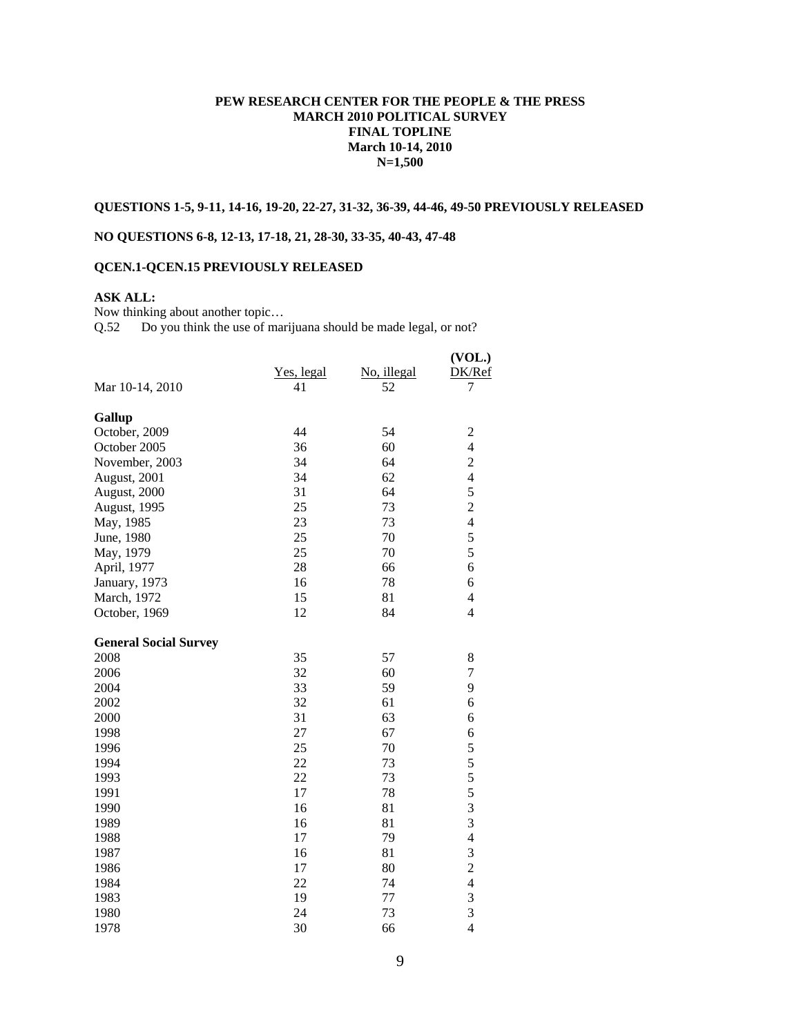**PEW RESEARCH CENTER FOR THE PEOPLE & THE PRESS**
**MARCH 2010 POLITICAL SURVEY**
**FINAL TOPLINE**
**March 10-14, 2010**
**N=1,500**

**QUESTIONS 1-5, 9-11, 14-16, 19-20, 22-27, 31-32, 36-39, 44-46, 49-50 PREVIOUSLY RELEASED**

**NO QUESTIONS 6-8, 12-13, 17-18, 21, 28-30, 33-35, 40-43, 47-48**

**QCEN.1-QCEN.15 PREVIOUSLY RELEASED**

**ASK ALL:**
Now thinking about another topic…
Q.52 Do you think the use of marijuana should be made legal, or not?

| | Yes, legal | No, illegal | (VOL.) DK/Ref |
|---|---|---|---|
| Mar 10-14, 2010 | 41 | 52 | 7 |
| **Gallup** | | | |
| October, 2009 | 44 | 54 | 2 |
| October 2005 | 36 | 60 | 4 |
| November, 2003 | 34 | 64 | 2 |
| August, 2001 | 34 | 62 | 4 |
| August, 2000 | 31 | 64 | 5 |
| August, 1995 | 25 | 73 | 2 |
| May, 1985 | 23 | 73 | 4 |
| June, 1980 | 25 | 70 | 5 |
| May, 1979 | 25 | 70 | 5 |
| April, 1977 | 28 | 66 | 6 |
| January, 1973 | 16 | 78 | 6 |
| March, 1972 | 15 | 81 | 4 |
| October, 1969 | 12 | 84 | 4 |
| **General Social Survey** | | | |
| 2008 | 35 | 57 | 8 |
| 2006 | 32 | 60 | 7 |
| 2004 | 33 | 59 | 9 |
| 2002 | 32 | 61 | 6 |
| 2000 | 31 | 63 | 6 |
| 1998 | 27 | 67 | 6 |
| 1996 | 25 | 70 | 5 |
| 1994 | 22 | 73 | 5 |
| 1993 | 22 | 73 | 5 |
| 1991 | 17 | 78 | 5 |
| 1990 | 16 | 81 | 3 |
| 1989 | 16 | 81 | 3 |
| 1988 | 17 | 79 | 4 |
| 1987 | 16 | 81 | 3 |
| 1986 | 17 | 80 | 2 |
| 1984 | 22 | 74 | 4 |
| 1983 | 19 | 77 | 3 |
| 1980 | 24 | 73 | 3 |
| 1978 | 30 | 66 | 4 |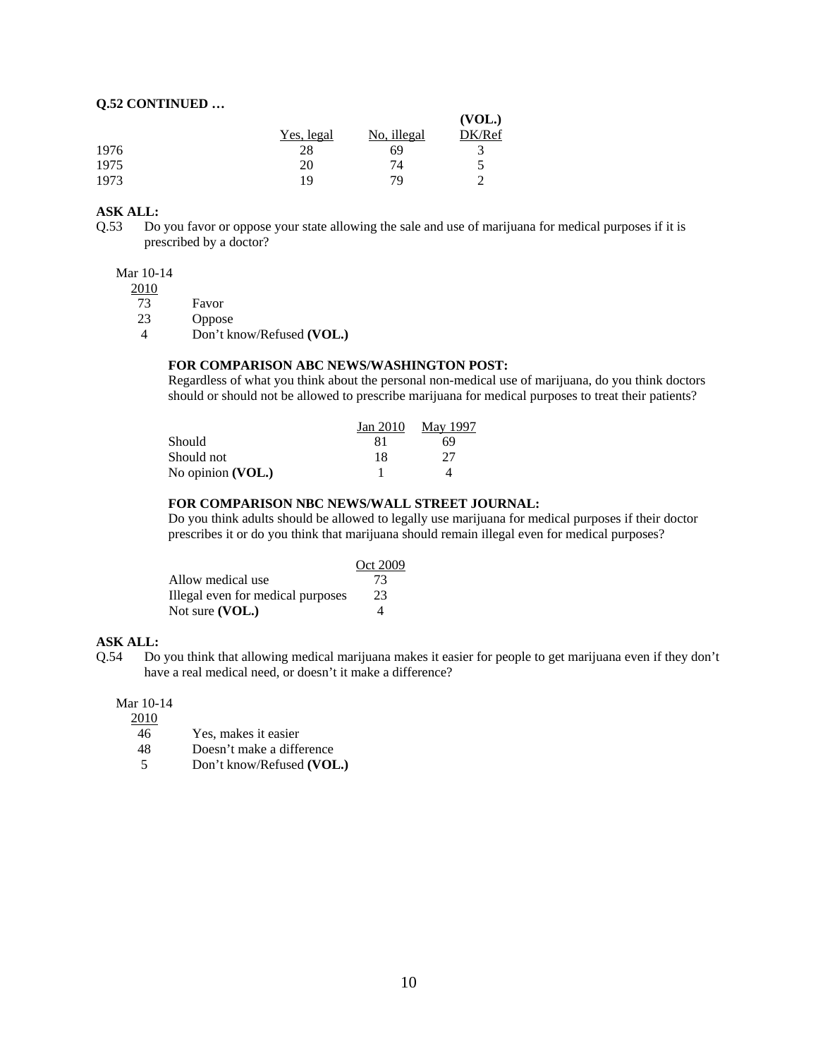**Q.52 CONTINUED …**

| | Yes, legal | No, illegal | (VOL.) DK/Ref |
|---|---|---|---|
| 1976 | 28 | 69 | 3 |
| 1975 | 20 | 74 | 5 |
| 1973 | 19 | 79 | 2 |

**ASK ALL:**

Q.53 Do you favor or oppose your state allowing the sale and use of marijuana for medical purposes if it is prescribed by a doctor?

| Mar 10-14 2010 | |
|---|---|
| 73 | Favor |
| 23 | Oppose |
| 4 | Don't know/Refused **(VOL.)** |

**FOR COMPARISON ABC NEWS/WASHINGTON POST:**

Regardless of what you think about the personal non-medical use of marijuana, do you think doctors should or should not be allowed to prescribe marijuana for medical purposes to treat their patients?

| | Jan 2010 | May 1997 |
|---|---|---|
| Should | 81 | 69 |
| Should not | 18 | 27 |
| No opinion **(VOL.)** | 1 | 4 |

**FOR COMPARISON NBC NEWS/WALL STREET JOURNAL:**

Do you think adults should be allowed to legally use marijuana for medical purposes if their doctor prescribes it or do you think that marijuana should remain illegal even for medical purposes?

| | Oct 2009 |
|---|---|
| Allow medical use | 73 |
| Illegal even for medical purposes | 23 |
| Not sure **(VOL.)** | 4 |

**ASK ALL:**

Q.54 Do you think that allowing medical marijuana makes it easier for people to get marijuana even if they don't have a real medical need, or doesn't it make a difference?

| Mar 10-14 2010 | |
|---|---|
| 46 | Yes, makes it easier |
| 48 | Doesn't make a difference |
| 5 | Don't know/Refused **(VOL.)** |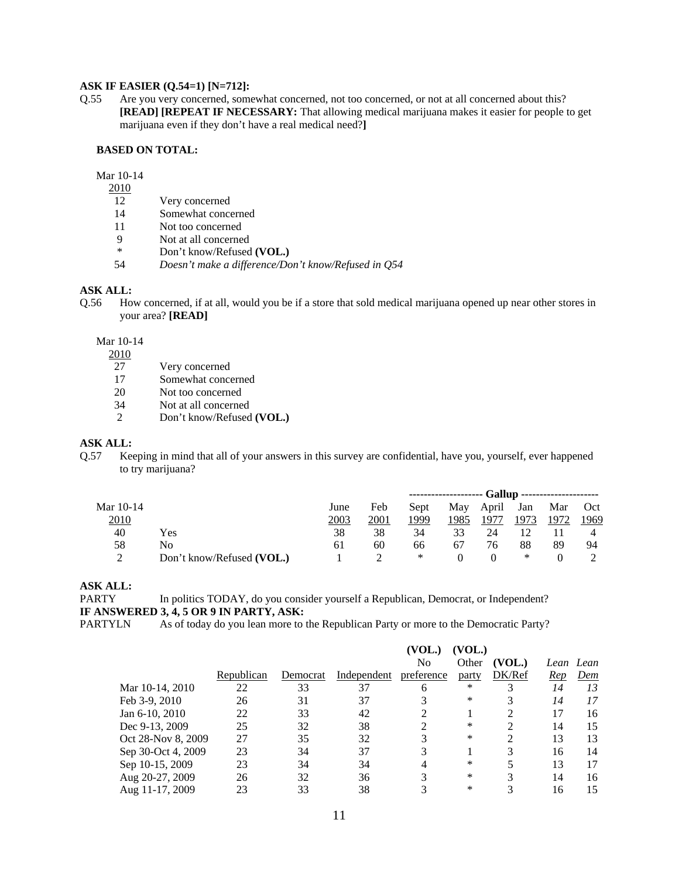**ASK IF EASIER (Q.54=1) [N=712]:**

Q.55 Are you very concerned, somewhat concerned, not too concerned, or not at all concerned about this? **[READ] [REPEAT IF NECESSARY:** That allowing medical marijuana makes it easier for people to get marijuana even if they don't have a real medical need?**]**

**BASED ON TOTAL:**

| Mar 10-14 2010 | |
|---|---|
| 12 | Very concerned |
| 14 | Somewhat concerned |
| 11 | Not too concerned |
| 9 | Not at all concerned |
| * | Don't know/Refused **(VOL.)** |
| 54 | *Doesn't make a difference/Don't know/Refused in Q54* |

**ASK ALL:**

Q.56 How concerned, if at all, would you be if a store that sold medical marijuana opened up near other stores in your area? **[READ]**

| Mar 10-14 2010 | |
|---|---|
| 27 | Very concerned |
| 17 | Somewhat concerned |
| 20 | Not too concerned |
| 34 | Not at all concerned |
| 2 | Don't know/Refused **(VOL.)** |

**ASK ALL:**

Q.57 Keeping in mind that all of your answers in this survey are confidential, have you, yourself, ever happened to try marijuana?

| | | | | Gallup | | | | | |
|---|---|---|---|---|---|---|---|---|---|
| Mar 10-14 2010 | | June 2003 | Feb 2001 | Sept 1999 | May 1985 | April 1977 | Jan 1973 | Mar 1972 | Oct 1969 |
| 40 | Yes | 38 | 38 | 34 | 33 | 24 | 12 | 11 | 4 |
| 58 | No | 61 | 60 | 66 | 67 | 76 | 88 | 89 | 94 |
| 2 | Don't know/Refused **(VOL.)** | 1 | 2 | * | 0 | 0 | * | 0 | 2 |

**ASK ALL:**

PARTY In politics TODAY, do you consider yourself a Republican, Democrat, or Independent?

**IF ANSWERED 3, 4, 5 OR 9 IN PARTY, ASK:**

PARTYLN As of today do you lean more to the Republican Party or more to the Democratic Party?

| | Republican | Democrat | Independent | (VOL.) No preference | (VOL.) Other party | (VOL.) DK/Ref | *Lean Rep* | *Lean Dem* |
|---|---|---|---|---|---|---|---|---|
| Mar 10-14, 2010 | 22 | 33 | 37 | 6 | * | 3 | *14* | *13* |
| Feb 3-9, 2010 | 26 | 31 | 37 | 3 | * | 3 | *14* | *17* |
| Jan 6-10, 2010 | 22 | 33 | 42 | 2 | 1 | 2 | 17 | 16 |
| Dec 9-13, 2009 | 25 | 32 | 38 | 2 | * | 2 | 14 | 15 |
| Oct 28-Nov 8, 2009 | 27 | 35 | 32 | 3 | * | 2 | 13 | 13 |
| Sep 30-Oct 4, 2009 | 23 | 34 | 37 | 3 | 1 | 3 | 16 | 14 |
| Sep 10-15, 2009 | 23 | 34 | 34 | 4 | * | 5 | 13 | 17 |
| Aug 20-27, 2009 | 26 | 32 | 36 | 3 | * | 3 | 14 | 16 |
| Aug 11-17, 2009 | 23 | 33 | 38 | 3 | * | 3 | 16 | 15 |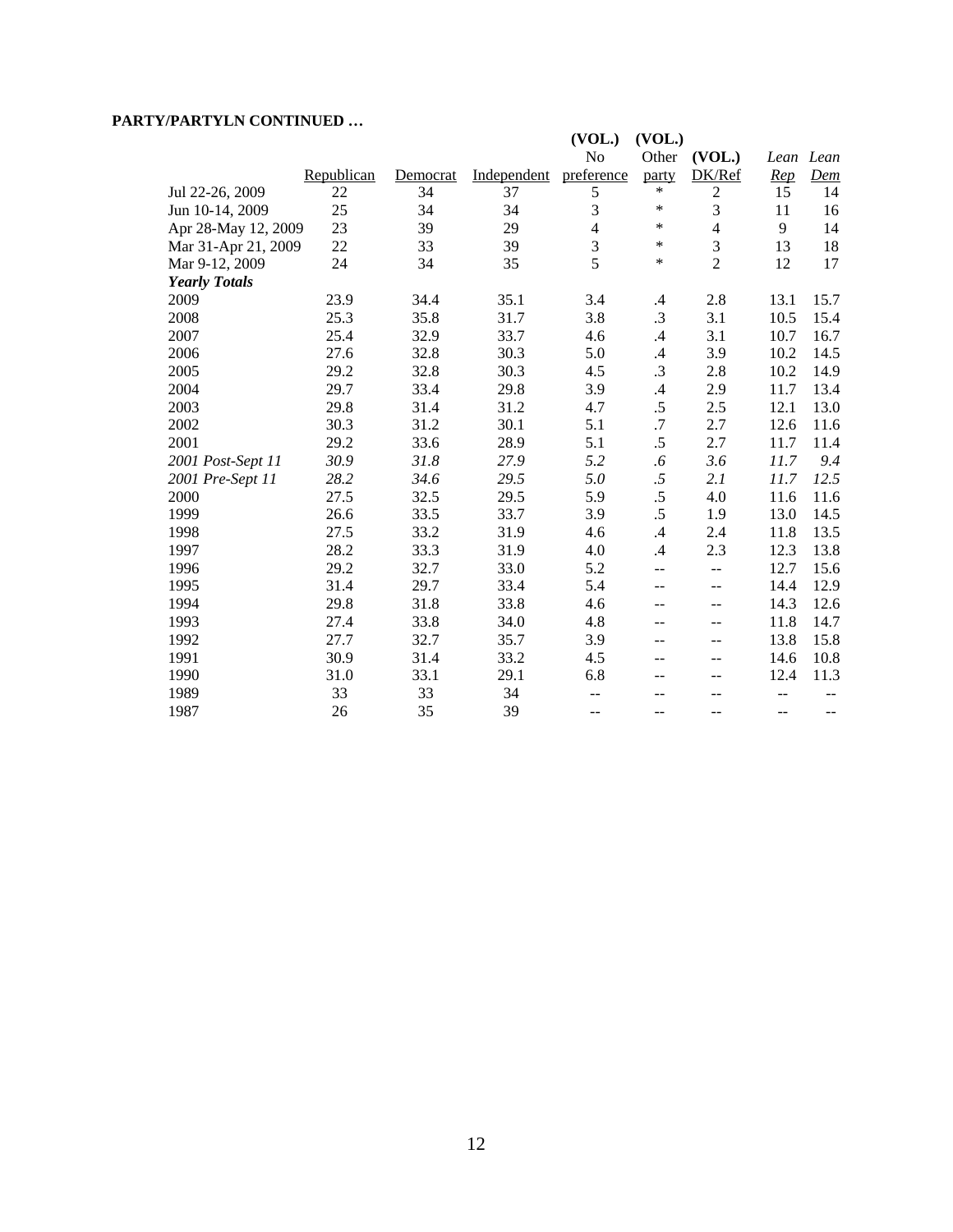**PARTY/PARTYLN CONTINUED …**

| | Republican | Democrat | Independent | (VOL.) No preference | (VOL.) Other party | (VOL.) DK/Ref | *Lean Rep* | *Lean Dem* |
|---|---|---|---|---|---|---|---|---|
| Jul 22-26, 2009 | 22 | 34 | 37 | 5 | * | 2 | 15 | 14 |
| Jun 10-14, 2009 | 25 | 34 | 34 | 3 | * | 3 | 11 | 16 |
| Apr 28-May 12, 2009 | 23 | 39 | 29 | 4 | * | 4 | 9 | 14 |
| Mar 31-Apr 21, 2009 | 22 | 33 | 39 | 3 | * | 3 | 13 | 18 |
| Mar 9-12, 2009 | 24 | 34 | 35 | 5 | * | 2 | 12 | 17 |
| ***Yearly Totals*** | | | | | | | | |
| 2009 | 23.9 | 34.4 | 35.1 | 3.4 | .4 | 2.8 | 13.1 | 15.7 |
| 2008 | 25.3 | 35.8 | 31.7 | 3.8 | .3 | 3.1 | 10.5 | 15.4 |
| 2007 | 25.4 | 32.9 | 33.7 | 4.6 | .4 | 3.1 | 10.7 | 16.7 |
| 2006 | 27.6 | 32.8 | 30.3 | 5.0 | .4 | 3.9 | 10.2 | 14.5 |
| 2005 | 29.2 | 32.8 | 30.3 | 4.5 | .3 | 2.8 | 10.2 | 14.9 |
| 2004 | 29.7 | 33.4 | 29.8 | 3.9 | .4 | 2.9 | 11.7 | 13.4 |
| 2003 | 29.8 | 31.4 | 31.2 | 4.7 | .5 | 2.5 | 12.1 | 13.0 |
| 2002 | 30.3 | 31.2 | 30.1 | 5.1 | .7 | 2.7 | 12.6 | 11.6 |
| 2001 | 29.2 | 33.6 | 28.9 | 5.1 | .5 | 2.7 | 11.7 | 11.4 |
| *2001 Post-Sept 11* | *30.9* | *31.8* | *27.9* | *5.2* | *.6* | *3.6* | *11.7* | *9.4* |
| *2001 Pre-Sept 11* | *28.2* | *34.6* | *29.5* | *5.0* | *.5* | *2.1* | *11.7* | *12.5* |
| 2000 | 27.5 | 32.5 | 29.5 | 5.9 | .5 | 4.0 | 11.6 | 11.6 |
| 1999 | 26.6 | 33.5 | 33.7 | 3.9 | .5 | 1.9 | 13.0 | 14.5 |
| 1998 | 27.5 | 33.2 | 31.9 | 4.6 | .4 | 2.4 | 11.8 | 13.5 |
| 1997 | 28.2 | 33.3 | 31.9 | 4.0 | .4 | 2.3 | 12.3 | 13.8 |
| 1996 | 29.2 | 32.7 | 33.0 | 5.2 | -- | -- | 12.7 | 15.6 |
| 1995 | 31.4 | 29.7 | 33.4 | 5.4 | -- | -- | 14.4 | 12.9 |
| 1994 | 29.8 | 31.8 | 33.8 | 4.6 | -- | -- | 14.3 | 12.6 |
| 1993 | 27.4 | 33.8 | 34.0 | 4.8 | -- | -- | 11.8 | 14.7 |
| 1992 | 27.7 | 32.7 | 35.7 | 3.9 | -- | -- | 13.8 | 15.8 |
| 1991 | 30.9 | 31.4 | 33.2 | 4.5 | -- | -- | 14.6 | 10.8 |
| 1990 | 31.0 | 33.1 | 29.1 | 6.8 | -- | -- | 12.4 | 11.3 |
| 1989 | 33 | 33 | 34 | -- | -- | -- | -- | -- |
| 1987 | 26 | 35 | 39 | -- | -- | -- | -- | -- |